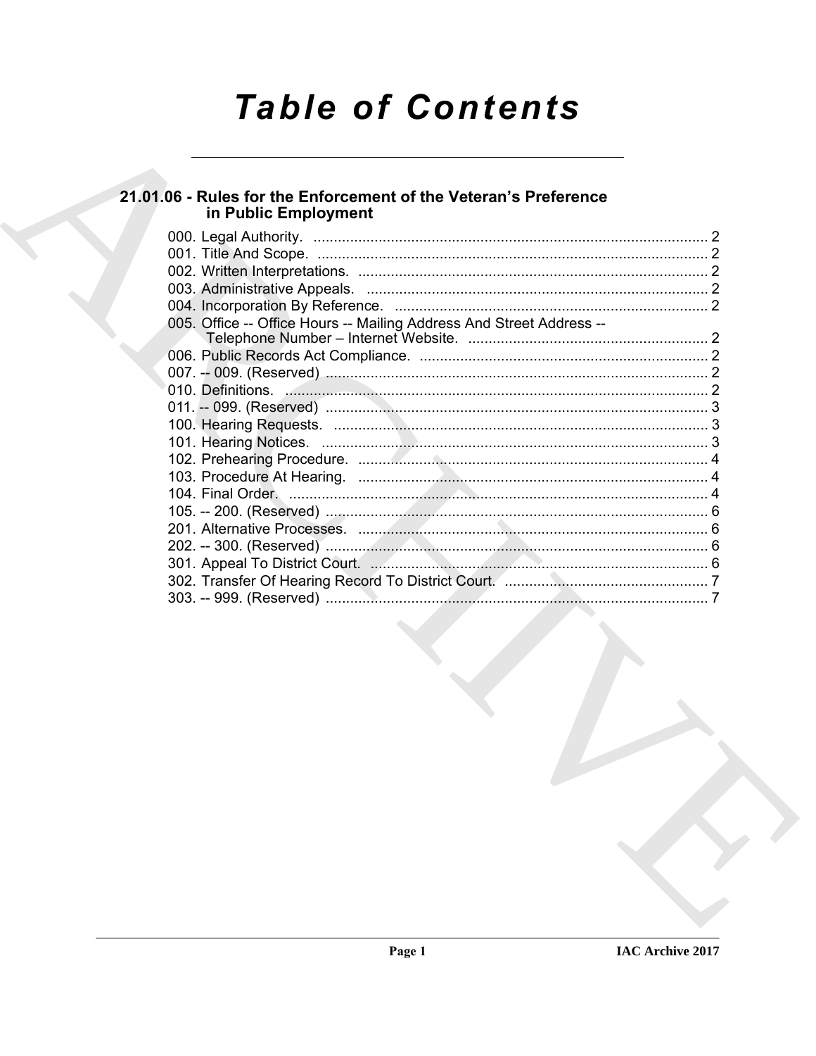# Table of Contents

## 21.01.06 - Rules for the Enforcement of the Veteran's Preference in Public Employment

000. Legal Authority. ........................................................................................ 2
001. Title And Scope. ......................................................................................... 2
002. Written Interpretations. .............................................................................. 2
003. Administrative Appeals. ............................................................................. 2
004. Incorporation By Reference. ...................................................................... 2
005. Office -- Office Hours -- Mailing Address And Street Address -- Telephone Number – Internet Website. ........................................................... 2
006. Public Records Act Compliance. ............................................................... 2
007. -- 009. (Reserved) ...................................................................................... 2
010. Definitions. ................................................................................................ 2
011. -- 099. (Reserved) ...................................................................................... 3
100. Hearing Requests. ..................................................................................... 3
101. Hearing Notices. ........................................................................................ 3
102. Prehearing Procedure. ............................................................................... 4
103. Procedure At Hearing. ............................................................................... 4
104. Final Order. ............................................................................................... 4
105. -- 200. (Reserved) ...................................................................................... 6
201. Alternative Processes. ............................................................................... 6
202. -- 300. (Reserved) ...................................................................................... 6
301. Appeal To District Court. ........................................................................... 6
302. Transfer Of Hearing Record To District Court. .......................................... 7
303. -- 999. (Reserved) ...................................................................................... 7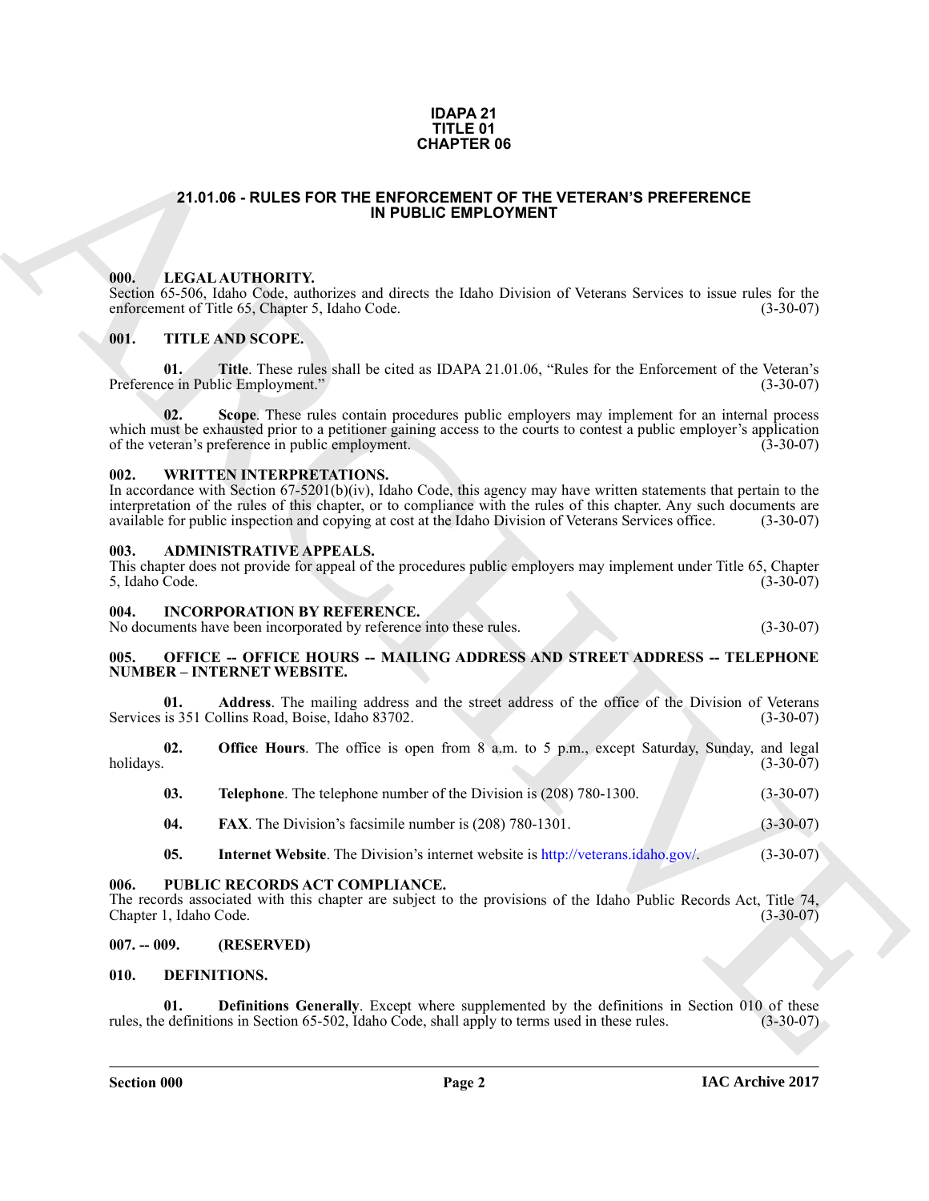**IDAPA 21
TITLE 01
CHAPTER 06**

# 21.01.06 - RULES FOR THE ENFORCEMENT OF THE VETERAN'S PREFERENCE IN PUBLIC EMPLOYMENT

## 000. LEGAL AUTHORITY.

Section 65-506, Idaho Code, authorizes and directs the Idaho Division of Veterans Services to issue rules for the enforcement of Title 65, Chapter 5, Idaho Code. (3-30-07)

## 001. TITLE AND SCOPE.

**01. Title**. These rules shall be cited as IDAPA 21.01.06, "Rules for the Enforcement of the Veteran's Preference in Public Employment." (3-30-07)

**02. Scope**. These rules contain procedures public employers may implement for an internal process which must be exhausted prior to a petitioner gaining access to the courts to contest a public employer's application of the veteran's preference in public employment. (3-30-07)

## 002. WRITTEN INTERPRETATIONS.

In accordance with Section 67-5201(b)(iv), Idaho Code, this agency may have written statements that pertain to the interpretation of the rules of this chapter, or to compliance with the rules of this chapter. Any such documents are available for public inspection and copying at cost at the Idaho Division of Veterans Services office. (3-30-07)

## 003. ADMINISTRATIVE APPEALS.

This chapter does not provide for appeal of the procedures public employers may implement under Title 65, Chapter 5, Idaho Code. (3-30-07)

## 004. INCORPORATION BY REFERENCE.

No documents have been incorporated by reference into these rules. (3-30-07)

## 005. OFFICE -- OFFICE HOURS -- MAILING ADDRESS AND STREET ADDRESS -- TELEPHONE NUMBER – INTERNET WEBSITE.

**01. Address**. The mailing address and the street address of the office of the Division of Veterans Services is 351 Collins Road, Boise, Idaho 83702. (3-30-07)

**02. Office Hours**. The office is open from 8 a.m. to 5 p.m., except Saturday, Sunday, and legal holidays. (3-30-07)

**03. Telephone**. The telephone number of the Division is (208) 780-1300. (3-30-07)

**04. FAX**. The Division's facsimile number is (208) 780-1301. (3-30-07)

**05. Internet Website**. The Division's internet website is http://veterans.idaho.gov/. (3-30-07)

## 006. PUBLIC RECORDS ACT COMPLIANCE.

The records associated with this chapter are subject to the provisions of the Idaho Public Records Act, Title 74, Chapter 1, Idaho Code. (3-30-07)

## 007. -- 009. (RESERVED)

## 010. DEFINITIONS.

**01. Definitions Generally**. Except where supplemented by the definitions in Section 010 of these rules, the definitions in Section 65-502, Idaho Code, shall apply to terms used in these rules. (3-30-07)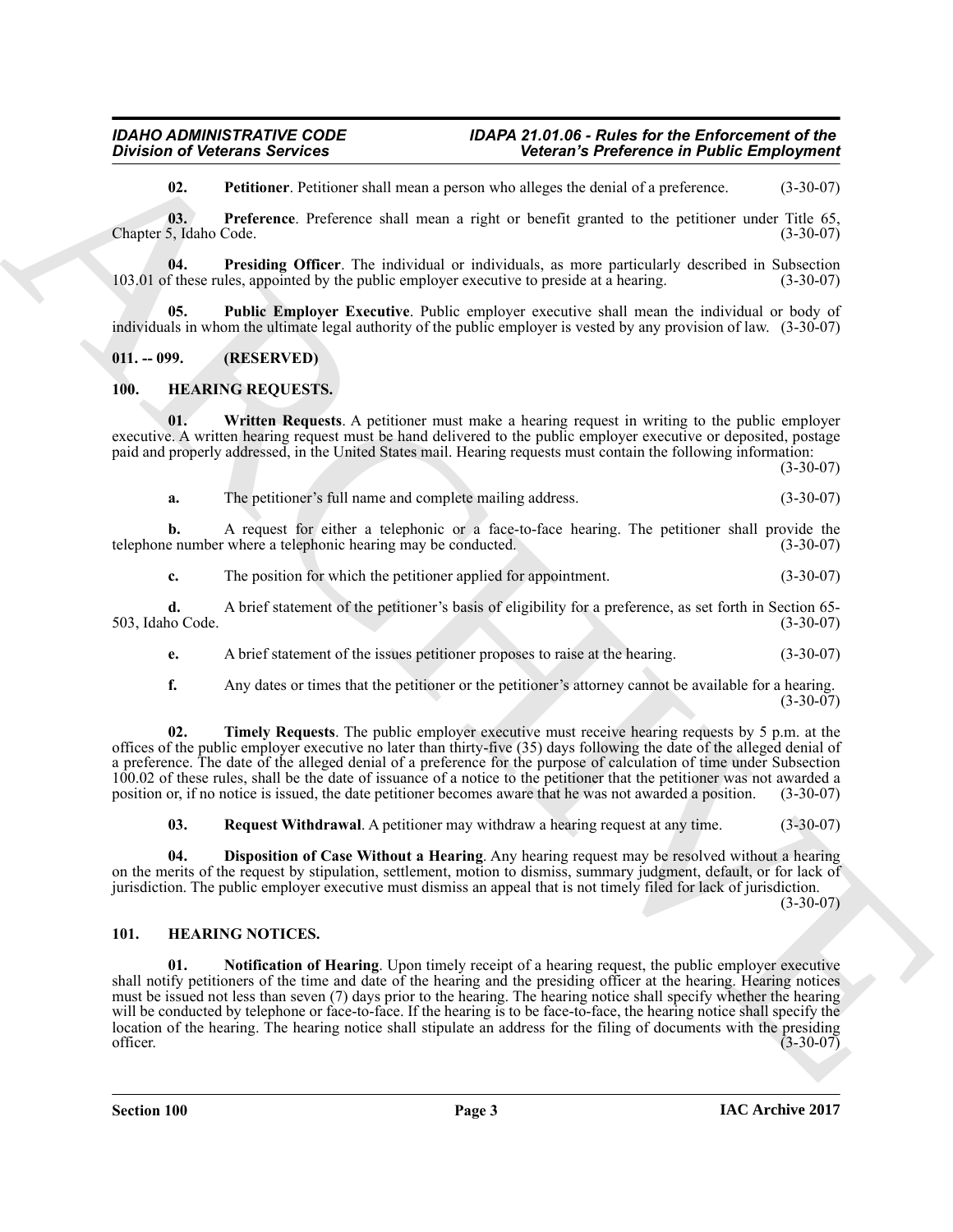**02. Petitioner**. Petitioner shall mean a person who alleges the denial of a preference. (3-30-07)

**03. Preference**. Preference shall mean a right or benefit granted to the petitioner under Title 65, Chapter 5, Idaho Code. (3-30-07)

**04. Presiding Officer**. The individual or individuals, as more particularly described in Subsection 103.01 of these rules, appointed by the public employer executive to preside at a hearing. (3-30-07)

**05. Public Employer Executive**. Public employer executive shall mean the individual or body of individuals in whom the ultimate legal authority of the public employer is vested by any provision of law. (3-30-07)

## 011. -- 099. (RESERVED)

## 100. HEARING REQUESTS.

**01. Written Requests**. A petitioner must make a hearing request in writing to the public employer executive. A written hearing request must be hand delivered to the public employer executive or deposited, postage paid and properly addressed, in the United States mail. Hearing requests must contain the following information: (3-30-07)

**a.** The petitioner's full name and complete mailing address. (3-30-07)

**b.** A request for either a telephonic or a face-to-face hearing. The petitioner shall provide the telephone number where a telephonic hearing may be conducted. (3-30-07)

**c.** The position for which the petitioner applied for appointment. (3-30-07)

**d.** A brief statement of the petitioner's basis of eligibility for a preference, as set forth in Section 65-503, Idaho Code. (3-30-07)

**e.** A brief statement of the issues petitioner proposes to raise at the hearing. (3-30-07)

**f.** Any dates or times that the petitioner or the petitioner's attorney cannot be available for a hearing. (3-30-07)

**02. Timely Requests**. The public employer executive must receive hearing requests by 5 p.m. at the offices of the public employer executive no later than thirty-five (35) days following the date of the alleged denial of a preference. The date of the alleged denial of a preference for the purpose of calculation of time under Subsection 100.02 of these rules, shall be the date of issuance of a notice to the petitioner that the petitioner was not awarded a position or, if no notice is issued, the date petitioner becomes aware that he was not awarded a position. (3-30-07)

**03. Request Withdrawal**. A petitioner may withdraw a hearing request at any time. (3-30-07)

**04. Disposition of Case Without a Hearing**. Any hearing request may be resolved without a hearing on the merits of the request by stipulation, settlement, motion to dismiss, summary judgment, default, or for lack of jurisdiction. The public employer executive must dismiss an appeal that is not timely filed for lack of jurisdiction. (3-30-07)

## 101. HEARING NOTICES.

**01. Notification of Hearing**. Upon timely receipt of a hearing request, the public employer executive shall notify petitioners of the time and date of the hearing and the presiding officer at the hearing. Hearing notices must be issued not less than seven (7) days prior to the hearing. The hearing notice shall specify whether the hearing will be conducted by telephone or face-to-face. If the hearing is to be face-to-face, the hearing notice shall specify the location of the hearing. The hearing notice shall stipulate an address for the filing of documents with the presiding officer. (3-30-07)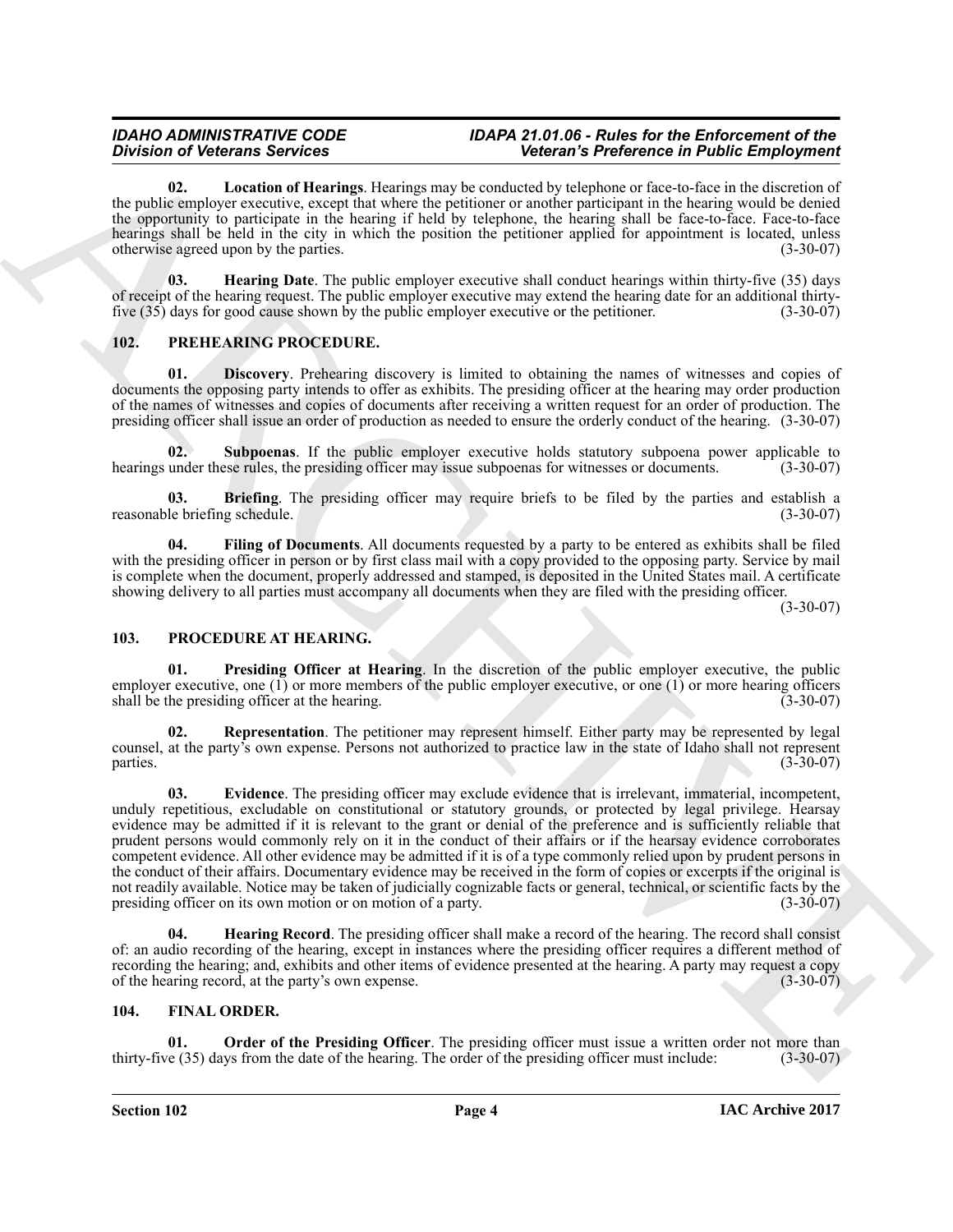**02. Location of Hearings**. Hearings may be conducted by telephone or face-to-face in the discretion of the public employer executive, except that where the petitioner or another participant in the hearing would be denied the opportunity to participate in the hearing if held by telephone, the hearing shall be face-to-face. Face-to-face hearings shall be held in the city in which the position the petitioner applied for appointment is located, unless otherwise agreed upon by the parties. (3-30-07)

**03. Hearing Date**. The public employer executive shall conduct hearings within thirty-five (35) days of receipt of the hearing request. The public employer executive may extend the hearing date for an additional thirty-five (35) days for good cause shown by the public employer executive or the petitioner. (3-30-07)

## 102. PREHEARING PROCEDURE.

**01. Discovery**. Prehearing discovery is limited to obtaining the names of witnesses and copies of documents the opposing party intends to offer as exhibits. The presiding officer at the hearing may order production of the names of witnesses and copies of documents after receiving a written request for an order of production. The presiding officer shall issue an order of production as needed to ensure the orderly conduct of the hearing. (3-30-07)

**02. Subpoenas**. If the public employer executive holds statutory subpoena power applicable to hearings under these rules, the presiding officer may issue subpoenas for witnesses or documents. (3-30-07)

**03. Briefing**. The presiding officer may require briefs to be filed by the parties and establish a reasonable briefing schedule. (3-30-07)

**04. Filing of Documents**. All documents requested by a party to be entered as exhibits shall be filed with the presiding officer in person or by first class mail with a copy provided to the opposing party. Service by mail is complete when the document, properly addressed and stamped, is deposited in the United States mail. A certificate showing delivery to all parties must accompany all documents when they are filed with the presiding officer. (3-30-07)

## 103. PROCEDURE AT HEARING.

**01. Presiding Officer at Hearing**. In the discretion of the public employer executive, the public employer executive, one (1) or more members of the public employer executive, or one (1) or more hearing officers shall be the presiding officer at the hearing. (3-30-07)

**02. Representation**. The petitioner may represent himself. Either party may be represented by legal counsel, at the party's own expense. Persons not authorized to practice law in the state of Idaho shall not represent parties. (3-30-07)

**03. Evidence**. The presiding officer may exclude evidence that is irrelevant, immaterial, incompetent, unduly repetitious, excludable on constitutional or statutory grounds, or protected by legal privilege. Hearsay evidence may be admitted if it is relevant to the grant or denial of the preference and is sufficiently reliable that prudent persons would commonly rely on it in the conduct of their affairs or if the hearsay evidence corroborates competent evidence. All other evidence may be admitted if it is of a type commonly relied upon by prudent persons in the conduct of their affairs. Documentary evidence may be received in the form of copies or excerpts if the original is not readily available. Notice may be taken of judicially cognizable facts or general, technical, or scientific facts by the presiding officer on its own motion or on motion of a party. (3-30-07)

**04. Hearing Record**. The presiding officer shall make a record of the hearing. The record shall consist of: an audio recording of the hearing, except in instances where the presiding officer requires a different method of recording the hearing; and, exhibits and other items of evidence presented at the hearing. A party may request a copy of the hearing record, at the party's own expense. (3-30-07)

## 104. FINAL ORDER.

**01. Order of the Presiding Officer**. The presiding officer must issue a written order not more than thirty-five (35) days from the date of the hearing. The order of the presiding officer must include: (3-30-07)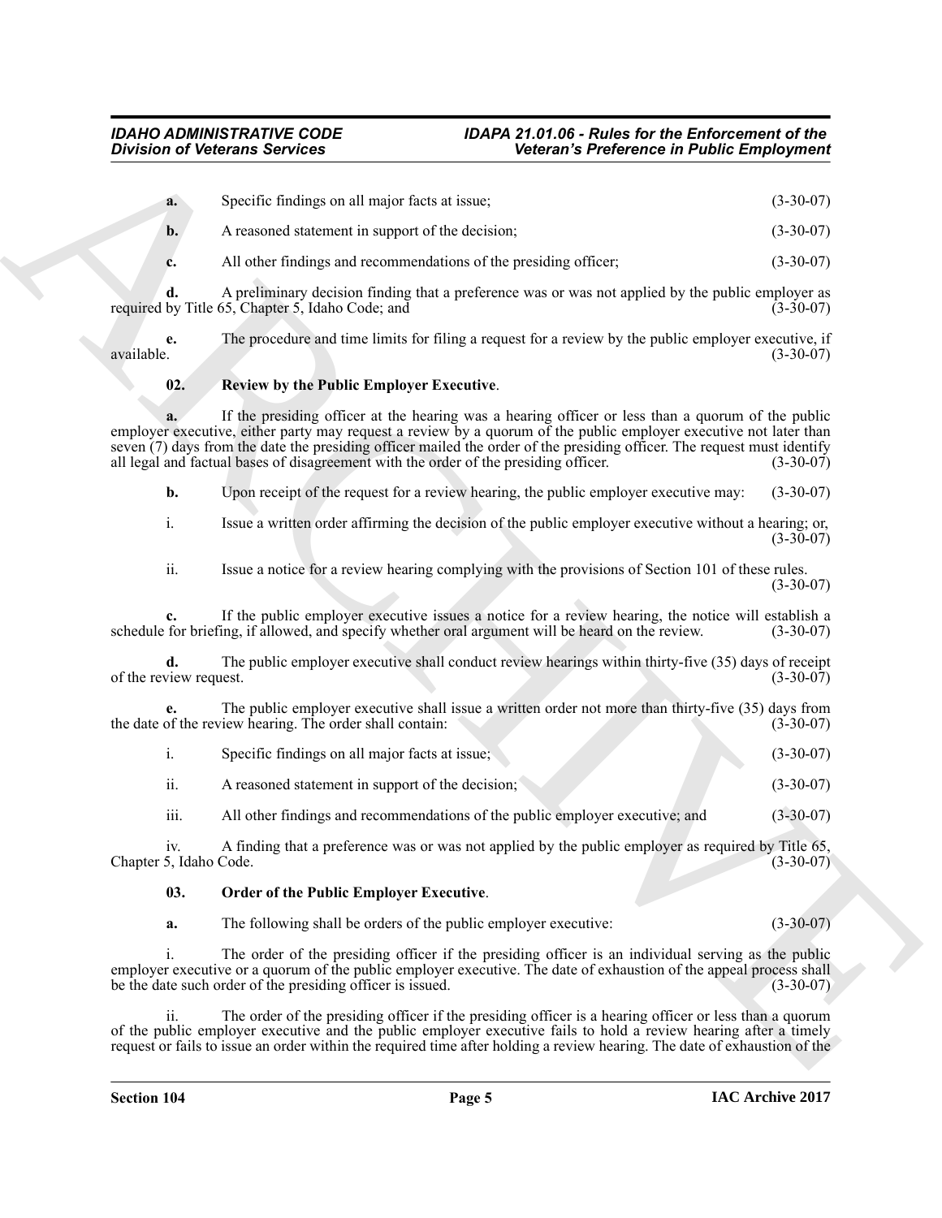**a.** Specific findings on all major facts at issue; (3-30-07)

**b.** A reasoned statement in support of the decision; (3-30-07)

**c.** All other findings and recommendations of the presiding officer; (3-30-07)

**d.** A preliminary decision finding that a preference was or was not applied by the public employer as required by Title 65, Chapter 5, Idaho Code; and (3-30-07)

**e.** The procedure and time limits for filing a request for a review by the public employer executive, if available. (3-30-07)

**02. Review by the Public Employer Executive**.

**a.** If the presiding officer at the hearing was a hearing officer or less than a quorum of the public employer executive, either party may request a review by a quorum of the public employer executive not later than seven (7) days from the date the presiding officer mailed the order of the presiding officer. The request must identify all legal and factual bases of disagreement with the order of the presiding officer. (3-30-07)

**b.** Upon receipt of the request for a review hearing, the public employer executive may: (3-30-07)

i. Issue a written order affirming the decision of the public employer executive without a hearing; or, (3-30-07)

ii. Issue a notice for a review hearing complying with the provisions of Section 101 of these rules. (3-30-07)

**c.** If the public employer executive issues a notice for a review hearing, the notice will establish a schedule for briefing, if allowed, and specify whether oral argument will be heard on the review. (3-30-07)

**d.** The public employer executive shall conduct review hearings within thirty-five (35) days of receipt of the review request. (3-30-07)

**e.** The public employer executive shall issue a written order not more than thirty-five (35) days from the date of the review hearing. The order shall contain: (3-30-07)

i. Specific findings on all major facts at issue; (3-30-07)

ii. A reasoned statement in support of the decision; (3-30-07)

iii. All other findings and recommendations of the public employer executive; and (3-30-07)

iv. A finding that a preference was or was not applied by the public employer as required by Title 65, Chapter 5, Idaho Code. (3-30-07)

**03. Order of the Public Employer Executive**.

**a.** The following shall be orders of the public employer executive: (3-30-07)

i. The order of the presiding officer if the presiding officer is an individual serving as the public employer executive or a quorum of the public employer executive. The date of exhaustion of the appeal process shall be the date such order of the presiding officer is issued. (3-30-07)

ii. The order of the presiding officer if the presiding officer is a hearing officer or less than a quorum of the public employer executive and the public employer executive fails to hold a review hearing after a timely request or fails to issue an order within the required time after holding a review hearing. The date of exhaustion of the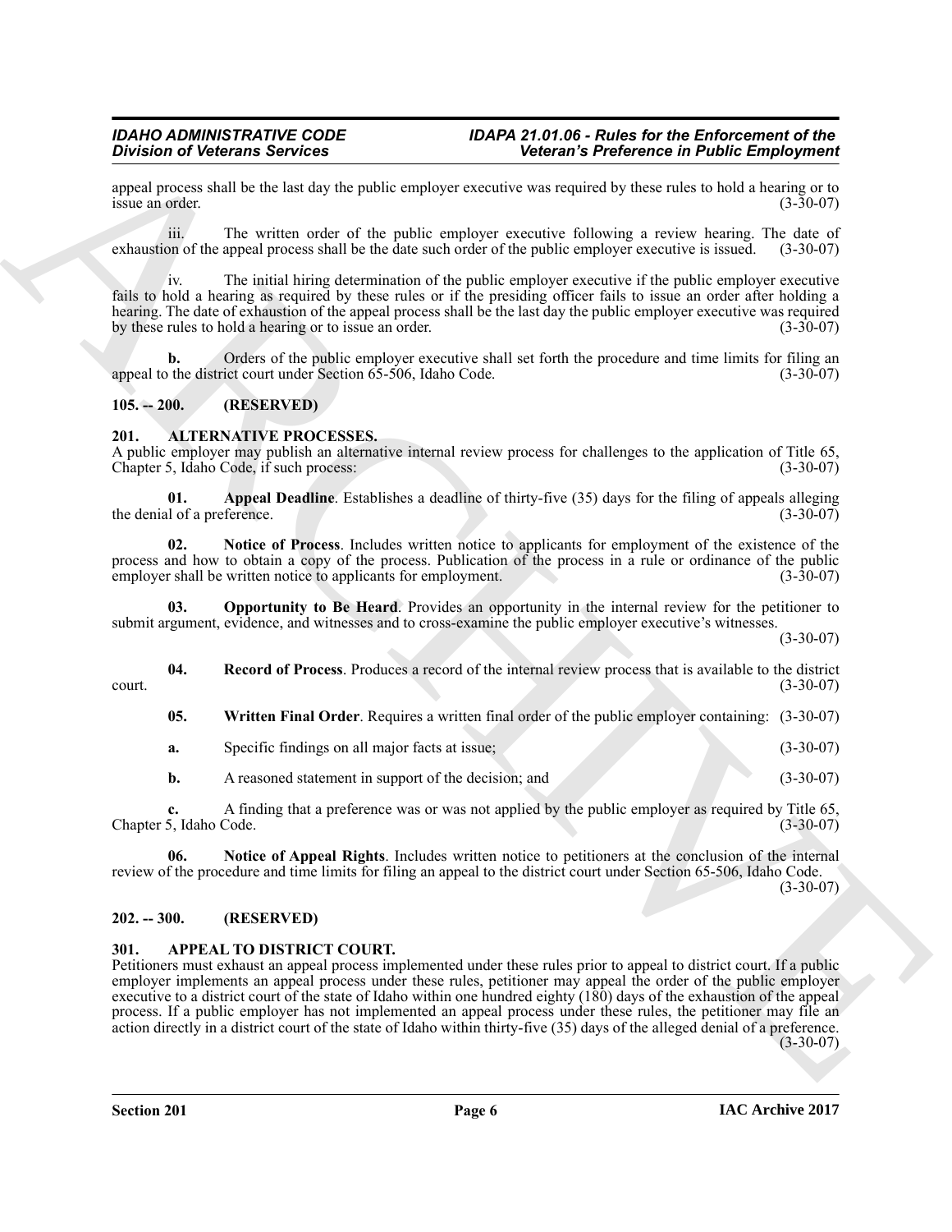appeal process shall be the last day the public employer executive was required by these rules to hold a hearing or to issue an order. (3-30-07)

iii. The written order of the public employer executive following a review hearing. The date of exhaustion of the appeal process shall be the date such order of the public employer executive is issued. (3-30-07)

iv. The initial hiring determination of the public employer executive if the public employer executive fails to hold a hearing as required by these rules or if the presiding officer fails to issue an order after holding a hearing. The date of exhaustion of the appeal process shall be the last day the public employer executive was required by these rules to hold a hearing or to issue an order. (3-30-07)

**b.** Orders of the public employer executive shall set forth the procedure and time limits for filing an appeal to the district court under Section 65-506, Idaho Code. (3-30-07)

## 105. -- 200. (RESERVED)

## 201. ALTERNATIVE PROCESSES.

A public employer may publish an alternative internal review process for challenges to the application of Title 65, Chapter 5, Idaho Code, if such process: (3-30-07)

**01. Appeal Deadline**. Establishes a deadline of thirty-five (35) days for the filing of appeals alleging the denial of a preference. (3-30-07)

**02. Notice of Process**. Includes written notice to applicants for employment of the existence of the process and how to obtain a copy of the process. Publication of the process in a rule or ordinance of the public employer shall be written notice to applicants for employment. (3-30-07)

**03. Opportunity to Be Heard**. Provides an opportunity in the internal review for the petitioner to submit argument, evidence, and witnesses and to cross-examine the public employer executive's witnesses. (3-30-07)

**04. Record of Process**. Produces a record of the internal review process that is available to the district court. (3-30-07)

**05. Written Final Order**. Requires a written final order of the public employer containing: (3-30-07)

**a.** Specific findings on all major facts at issue; (3-30-07)

**b.** A reasoned statement in support of the decision; and (3-30-07)

**c.** A finding that a preference was or was not applied by the public employer as required by Title 65, Chapter 5, Idaho Code. (3-30-07)

**06. Notice of Appeal Rights**. Includes written notice to petitioners at the conclusion of the internal review of the procedure and time limits for filing an appeal to the district court under Section 65-506, Idaho Code. (3-30-07)

## 202. -- 300. (RESERVED)

## 301. APPEAL TO DISTRICT COURT.

Petitioners must exhaust an appeal process implemented under these rules prior to appeal to district court. If a public employer implements an appeal process under these rules, petitioner may appeal the order of the public employer executive to a district court of the state of Idaho within one hundred eighty (180) days of the exhaustion of the appeal process. If a public employer has not implemented an appeal process under these rules, the petitioner may file an action directly in a district court of the state of Idaho within thirty-five (35) days of the alleged denial of a preference. (3-30-07)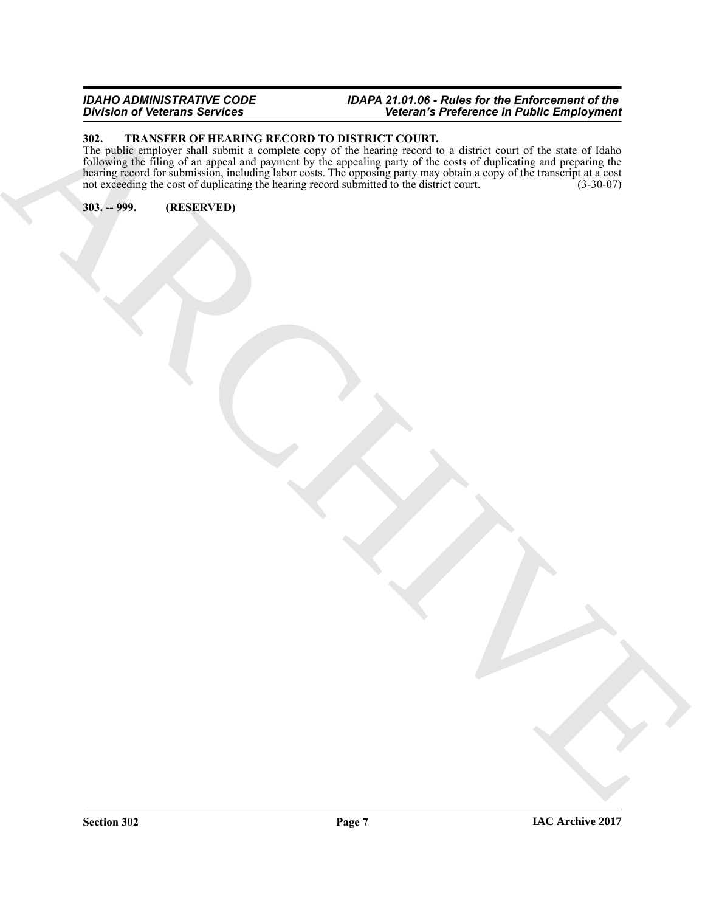**302. TRANSFER OF HEARING RECORD TO DISTRICT COURT.**

The public employer shall submit a complete copy of the hearing record to a district court of the state of Idaho following the filing of an appeal and payment by the appealing party of the costs of duplicating and preparing the hearing record for submission, including labor costs. The opposing party may obtain a copy of the transcript at a cost not exceeding the cost of duplicating the hearing record submitted to the district court. (3-30-07)

**303. -- 999. (RESERVED)**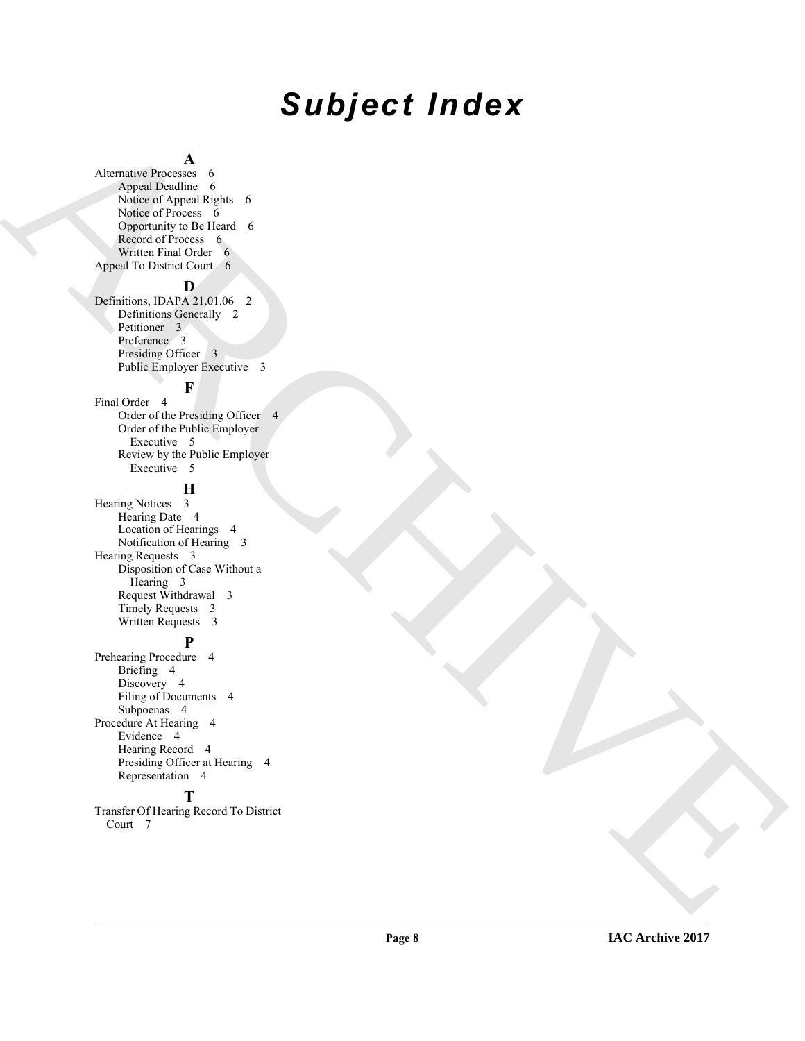# Subject Index

**A**

Alternative Processes 6
- Appeal Deadline 6
- Notice of Appeal Rights 6
- Notice of Process 6
- Opportunity to Be Heard 6
- Record of Process 6
- Written Final Order 6

Appeal To District Court 6

**D**

Definitions, IDAPA 21.01.06 2
- Definitions Generally 2
- Petitioner 3
- Preference 3
- Presiding Officer 3
- Public Employer Executive 3

**F**

Final Order 4
- Order of the Presiding Officer 4
- Order of the Public Employer Executive 5
- Review by the Public Employer Executive 5

**H**

Hearing Notices 3
- Hearing Date 4
- Location of Hearings 4
- Notification of Hearing 3

Hearing Requests 3
- Disposition of Case Without a Hearing 3
- Request Withdrawal 3
- Timely Requests 3
- Written Requests 3

**P**

Prehearing Procedure 4
- Briefing 4
- Discovery 4
- Filing of Documents 4
- Subpoenas 4

Procedure At Hearing 4
- Evidence 4
- Hearing Record 4
- Presiding Officer at Hearing 4
- Representation 4

**T**

Transfer Of Hearing Record To District Court 7